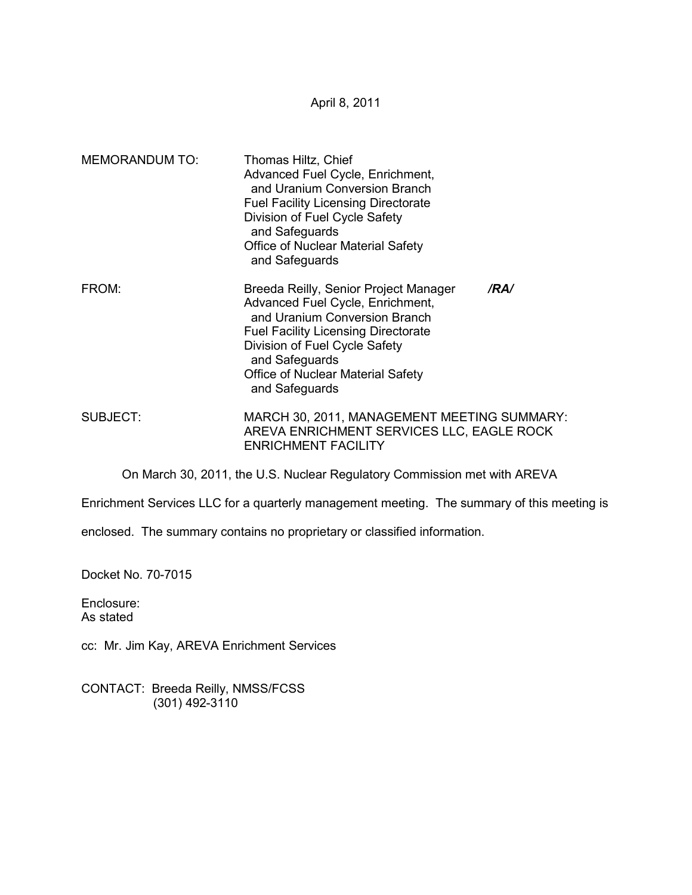April 8, 2011

MEMORANDUM TO: Thomas Hiltz, Chief
Advanced Fuel Cycle, Enrichment,
and Uranium Conversion Branch
Fuel Facility Licensing Directorate
Division of Fuel Cycle Safety
and Safeguards
Office of Nuclear Material Safety
and Safeguards

FROM: Breeda Reilly, Senior Project Manager ***/RA/***
Advanced Fuel Cycle, Enrichment,
and Uranium Conversion Branch
Fuel Facility Licensing Directorate
Division of Fuel Cycle Safety
and Safeguards
Office of Nuclear Material Safety
and Safeguards

SUBJECT: MARCH 30, 2011, MANAGEMENT MEETING SUMMARY: AREVA ENRICHMENT SERVICES LLC, EAGLE ROCK ENRICHMENT FACILITY

On March 30, 2011, the U.S. Nuclear Regulatory Commission met with AREVA Enrichment Services LLC for a quarterly management meeting. The summary of this meeting is enclosed. The summary contains no proprietary or classified information.

Docket No. 70-7015

Enclosure:
As stated

cc: Mr. Jim Kay, AREVA Enrichment Services

CONTACT: Breeda Reilly, NMSS/FCSS
(301) 492-3110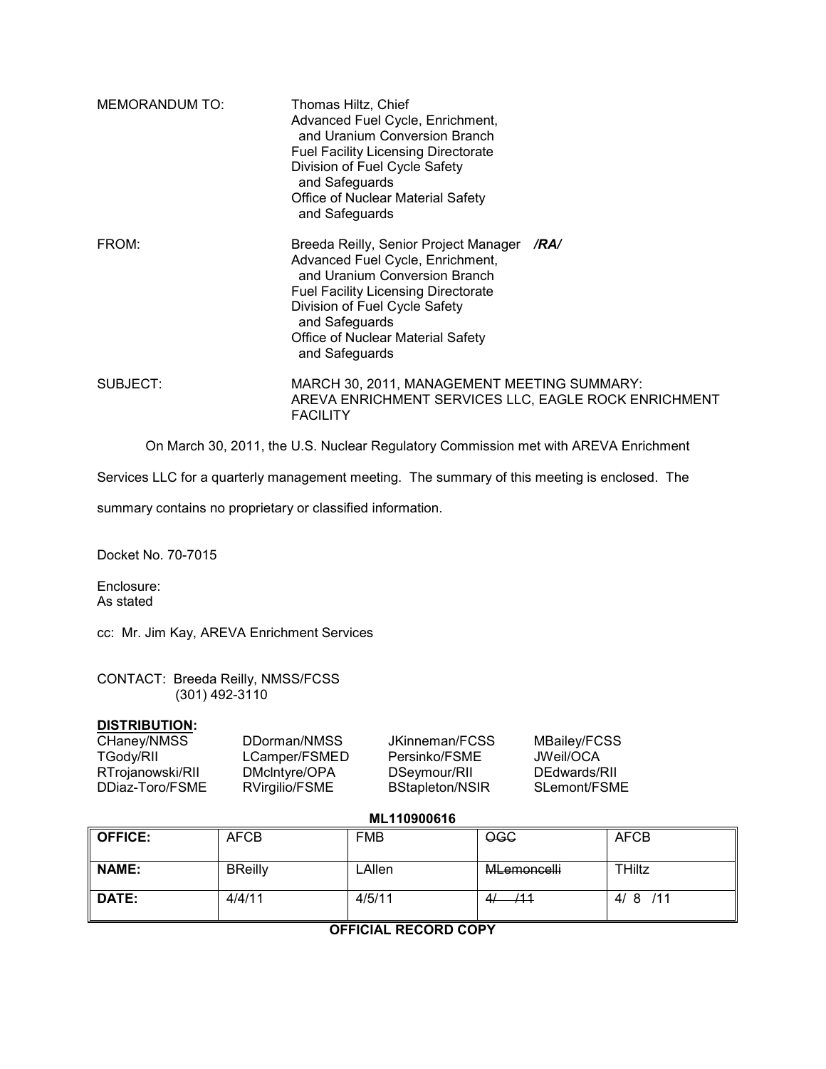MEMORANDUM TO: Thomas Hiltz, Chief
Advanced Fuel Cycle, Enrichment, and Uranium Conversion Branch
Fuel Facility Licensing Directorate
Division of Fuel Cycle Safety and Safeguards
Office of Nuclear Material Safety and Safeguards

FROM: Breeda Reilly, Senior Project Manager ***/RA/***
Advanced Fuel Cycle, Enrichment, and Uranium Conversion Branch
Fuel Facility Licensing Directorate
Division of Fuel Cycle Safety and Safeguards
Office of Nuclear Material Safety and Safeguards

SUBJECT: MARCH 30, 2011, MANAGEMENT MEETING SUMMARY: AREVA ENRICHMENT SERVICES LLC, EAGLE ROCK ENRICHMENT FACILITY

On March 30, 2011, the U.S. Nuclear Regulatory Commission met with AREVA Enrichment Services LLC for a quarterly management meeting. The summary of this meeting is enclosed. The summary contains no proprietary or classified information.

Docket No. 70-7015

Enclosure:
As stated

cc: Mr. Jim Kay, AREVA Enrichment Services

CONTACT: Breeda Reilly, NMSS/FCSS
(301) 492-3110

**DISTRIBUTION:**

| | | | |
|---|---|---|---|
| CHaney/NMSS | DDorman/NMSS | JKinneman/FCSS | MBailey/FCSS |
| TGody/RII | LCamper/FSMED | Persinko/FSME | JWeil/OCA |
| RTrojanowski/RII | DMcIntyre/OPA | DSeymour/RII | DEdwards/RII |
| DDiaz-Toro/FSME | RVirgilio/FSME | BStapleton/NSIR | SLemont/FSME |

**ML110900616**

| **OFFICE:** | AFCB | FMB | ~~OGC~~ | AFCB |
|---|---|---|---|---|
| **NAME:** | BReilly | LAllen | ~~MLemoncelli~~ | THiltz |
| **DATE:** | 4/4/11 | 4/5/11 | ~~4/ /11~~ | 4/ 8 /11 |

**OFFICIAL RECORD COPY**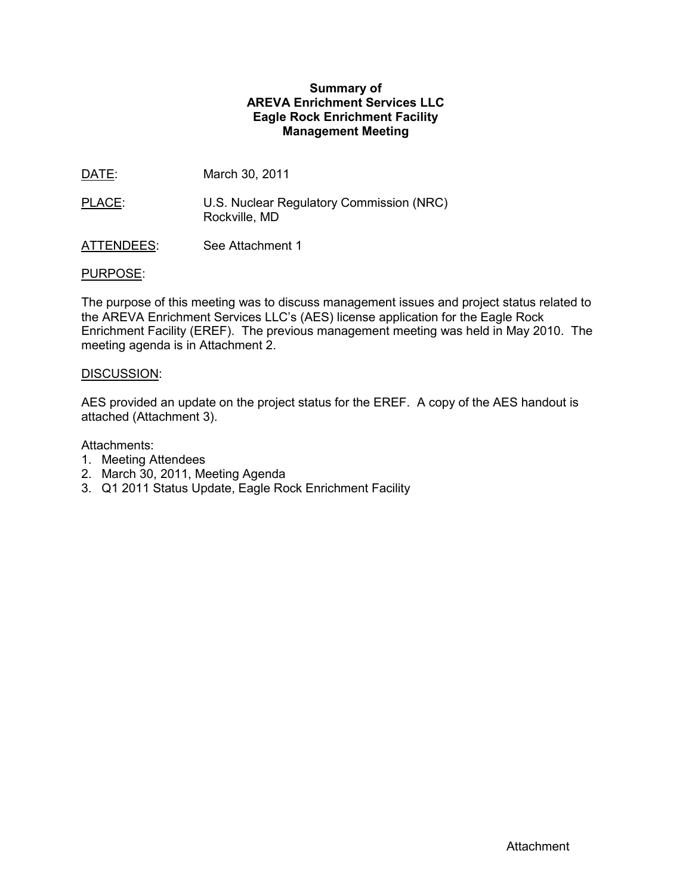**Summary of**
**AREVA Enrichment Services LLC**
**Eagle Rock Enrichment Facility**
**Management Meeting**

DATE: March 30, 2011

PLACE: U.S. Nuclear Regulatory Commission (NRC)
Rockville, MD

ATTENDEES: See Attachment 1

PURPOSE:

The purpose of this meeting was to discuss management issues and project status related to the AREVA Enrichment Services LLC's (AES) license application for the Eagle Rock Enrichment Facility (EREF). The previous management meeting was held in May 2010. The meeting agenda is in Attachment 2.

DISCUSSION:

AES provided an update on the project status for the EREF. A copy of the AES handout is attached (Attachment 3).

Attachments:
1. Meeting Attendees
2. March 30, 2011, Meeting Agenda
3. Q1 2011 Status Update, Eagle Rock Enrichment Facility

Attachment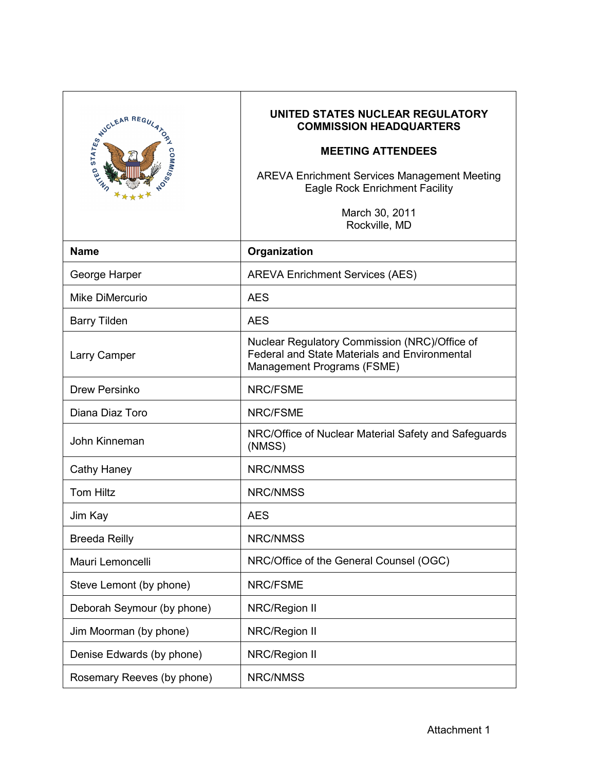# UNITED STATES NUCLEAR REGULATORY COMMISSION HEADQUARTERS

## MEETING ATTENDEES

AREVA Enrichment Services Management Meeting
Eagle Rock Enrichment Facility

March 30, 2011
Rockville, MD

| Name | Organization |
|---|---|
| George Harper | AREVA Enrichment Services (AES) |
| Mike DiMercurio | AES |
| Barry Tilden | AES |
| Larry Camper | Nuclear Regulatory Commission (NRC)/Office of Federal and State Materials and Environmental Management Programs (FSME) |
| Drew Persinko | NRC/FSME |
| Diana Diaz Toro | NRC/FSME |
| John Kinneman | NRC/Office of Nuclear Material Safety and Safeguards (NMSS) |
| Cathy Haney | NRC/NMSS |
| Tom Hiltz | NRC/NMSS |
| Jim Kay | AES |
| Breeda Reilly | NRC/NMSS |
| Mauri Lemoncelli | NRC/Office of the General Counsel (OGC) |
| Steve Lemont (by phone) | NRC/FSME |
| Deborah Seymour (by phone) | NRC/Region II |
| Jim Moorman (by phone) | NRC/Region II |
| Denise Edwards (by phone) | NRC/Region II |
| Rosemary Reeves (by phone) | NRC/NMSS |

Attachment 1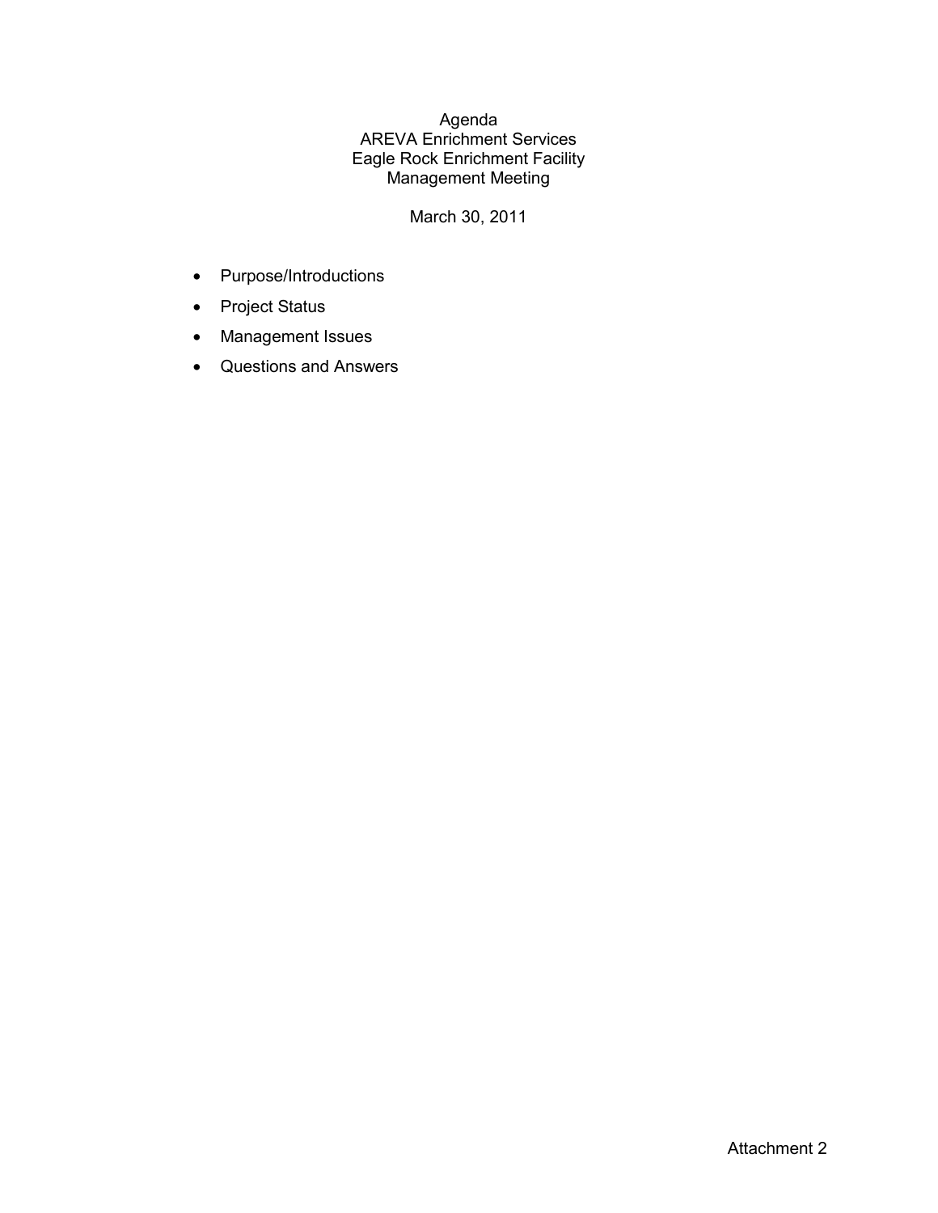# Agenda
## AREVA Enrichment Services
## Eagle Rock Enrichment Facility
## Management Meeting

March 30, 2011

- Purpose/Introductions
- Project Status
- Management Issues
- Questions and Answers

Attachment 2